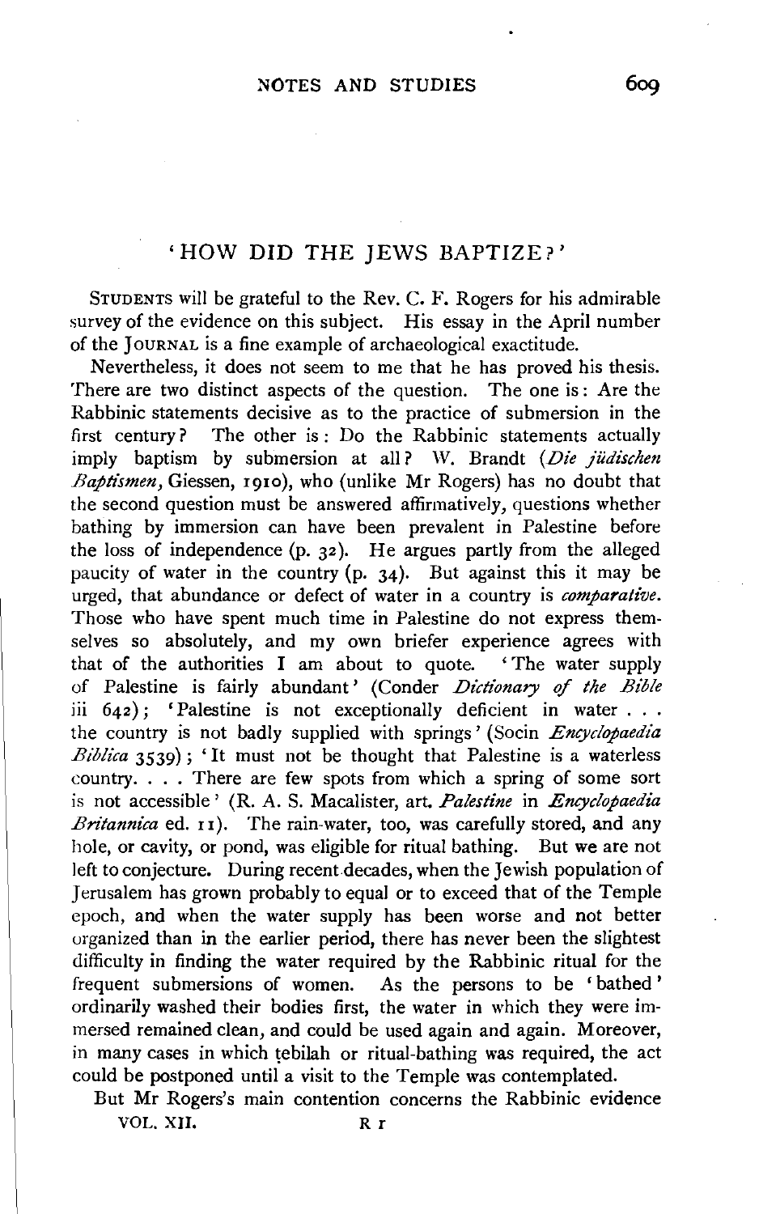# 'HOW DID THE JEWS BAPTIZE?'

STUDENTS will be grateful to the Rev. C. F. Rogers for his admirable survey of the evidence on this subject. His essay in the April number of the JOURNAL is a fine example of archaeological exactitude.

Nevertheless, it does not seem to me that he has proved his thesis. There are two distinct aspects of the question. The one is: Are the Rabbinic statements decisive as to the practice of submersion in the first century? The other is: Do the Rabbinic statements actually imply baptism by submersion at all? W. Brandt (*Die jüdischen Baptismen*, Giessen, 1910), who (unlike Mr Rogers) has no doubt that the second question must be answered affirmatively, questions whether bathing by immersion can have been prevalent in Palestine before the loss of independence (p. 32). He argues partly from the alleged paucity of water in the country (p. 34). But against this it may be urged, that abundance or defect of water in a country is *comparative*. Those who have spent much time in Palestine do not express themselves so absolutely, and my own briefer experience agrees with that of the authorities I am about to quote. 'The water supply of Palestine is fairly abundant' (Conder *Dictionary of the Bible* iii 642); 'Palestine is not exceptionally deficient in water . . . the country is not badly supplied with springs' (Socin *Encyclopaedia Biblica* 3539); 'It must not be thought that Palestine is a waterless country. . . . There are few spots from which a spring of some sort is not accessible' (R. A. S. Macalister, art. *Palestine* in *Encyclopaedia Britannica* ed. 11). The rain-water, too, was carefully stored, and any hole, or cavity, or pond, was eligible for ritual bathing. But we are not left to conjecture. During recent decades, when the Jewish population of Jerusalem has grown probably to equal or to exceed that of the Temple epoch, and when the water supply has been worse and not better organized than in the earlier period, there has never been the slightest difficulty in finding the water required by the Rabbinic ritual for the frequent submersions of women. As the persons to be 'bathed' ordinarily washed their bodies first, the water in which they were immersed remained clean, and could be used again and again. Moreover, in many cases in which ṭebilah or ritual-bathing was required, the act could be postponed until a visit to the Temple was contemplated.

But Mr Rogers's main contention concerns the Rabbinic evidence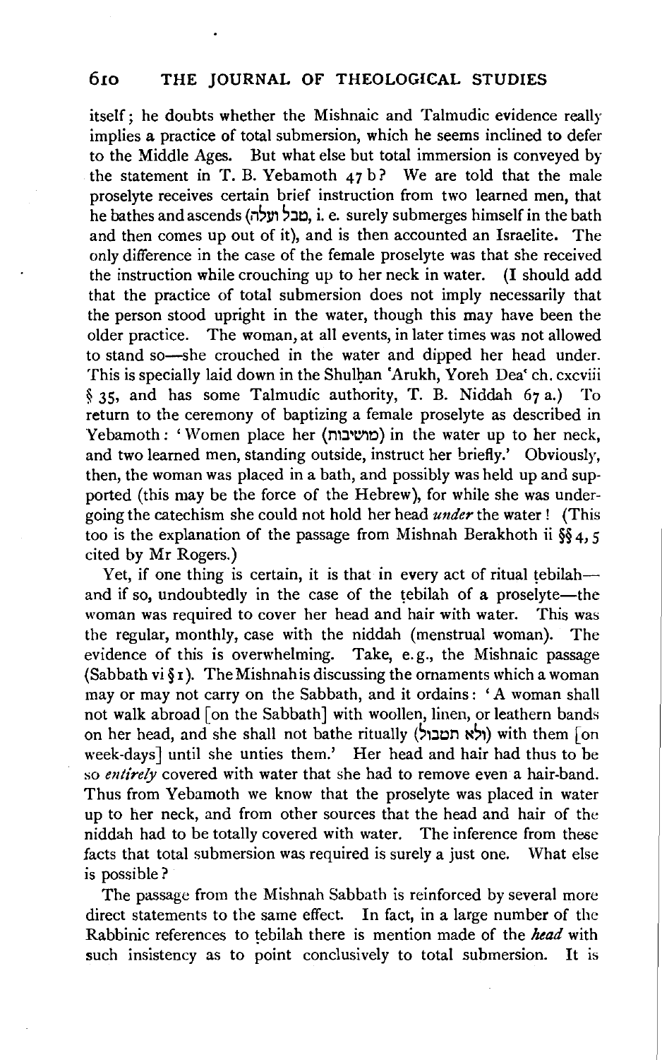itself; he doubts whether the Mishnaic and Talmudic evidence really implies a practice of total submersion, which he seems inclined to defer to the Middle Ages. But what else but total immersion is conveyed by the statement in T. B. Yebamoth 47 b? We are told that the male proselyte receives certain brief instruction from two learned men, that he bathes and ascends (טבל ועלה, i. e. surely submerges himself in the bath and then comes up out of it), and is then accounted an Israelite. The only difference in the case of the female proselyte was that she received the instruction while crouching up to her neck in water. (I should add that the practice of total submersion does not imply necessarily that the person stood upright in the water, though this may have been the older practice. The woman, at all events, in later times was not allowed to stand so—she crouched in the water and dipped her head under. This is specially laid down in the Shulḥan 'Arukh, Yoreh Dea' ch. cxcviii § 35, and has some Talmudic authority, T. B. Niddah 67 a.) To return to the ceremony of baptizing a female proselyte as described in Yebamoth: 'Women place her (מושיבות) in the water up to her neck, and two learned men, standing outside, instruct her briefly.' Obviously, then, the woman was placed in a bath, and possibly was held up and supported (this may be the force of the Hebrew), for while she was undergoing the catechism she could not hold her head *under* the water! (This too is the explanation of the passage from Mishnah Berakhoth ii §§ 4, 5 cited by Mr Rogers.)

Yet, if one thing is certain, it is that in every act of ritual ṭebilah—and if so, undoubtedly in the case of the ṭebilah of a proselyte—the woman was required to cover her head and hair with water. This was the regular, monthly, case with the niddah (menstrual woman). The evidence of this is overwhelming. Take, e.g., the Mishnaic passage (Sabbath vi § 1). The Mishnah is discussing the ornaments which a woman may or may not carry on the Sabbath, and it ordains: 'A woman shall not walk abroad [on the Sabbath] with woollen, linen, or leathern bands on her head, and she shall not bathe ritually (ולא תטבול) with them [on week-days] until she unties them.' Her head and hair had thus to be so *entirely* covered with water that she had to remove even a hair-band. Thus from Yebamoth we know that the proselyte was placed in water up to her neck, and from other sources that the head and hair of the niddah had to be totally covered with water. The inference from these facts that total submersion was required is surely a just one. What else is possible?

The passage from the Mishnah Sabbath is reinforced by several more direct statements to the same effect. In fact, in a large number of the Rabbinic references to ṭebilah there is mention made of the ***head*** with such insistency as to point conclusively to total submersion. It is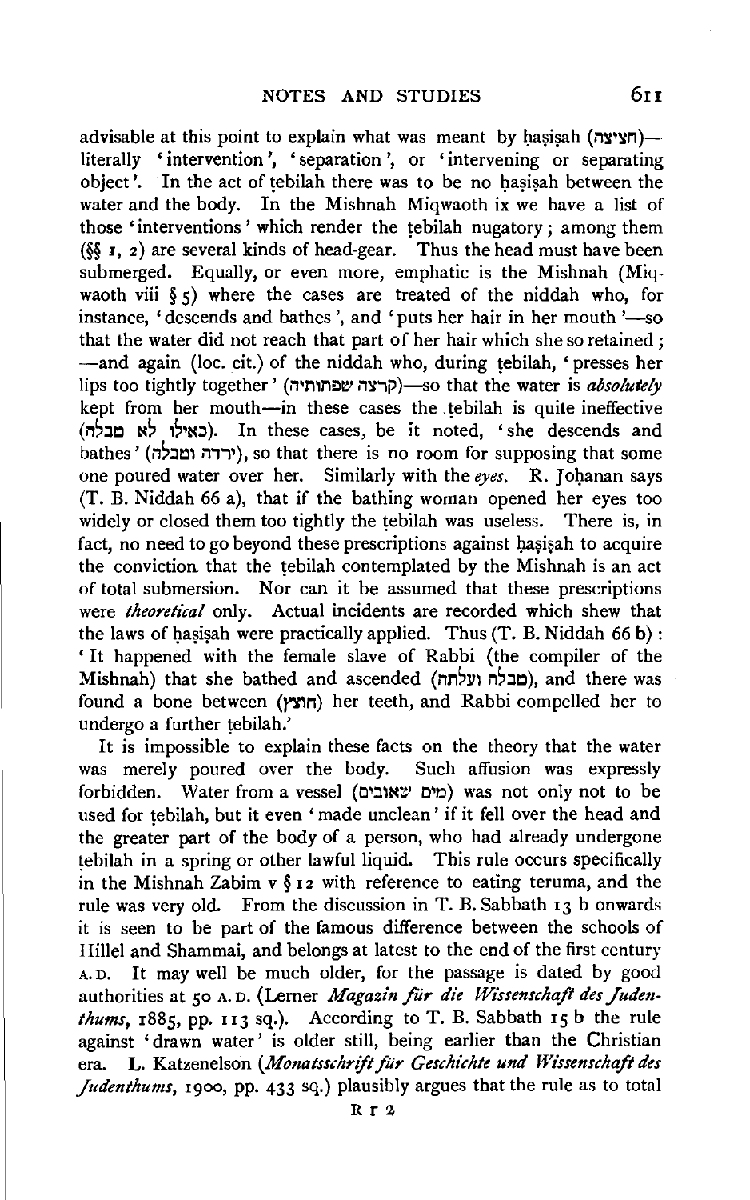advisable at this point to explain what was meant by ḥaṣiṣah (חציצה)—literally 'intervention', 'separation', or 'intervening or separating object'. In the act of ṭebilah there was to be no ḥaṣiṣah between the water and the body. In the Mishnah Miqwaoth ix we have a list of those 'interventions' which render the ṭebilah nugatory; among them (§§ 1, 2) are several kinds of head-gear. Thus the head must have been submerged. Equally, or even more, emphatic is the Mishnah (Miqwaoth viii § 5) where the cases are treated of the niddah who, for instance, 'descends and bathes', and 'puts her hair in her mouth'—so that the water did not reach that part of her hair which she so retained; —and again (loc. cit.) of the niddah who, during ṭebilah, 'presses her lips too tightly together' (קרצה שפתותיה)—so that the water is *absolutely* kept from her mouth—in these cases the ṭebilah is quite ineffective (כאילו לא טבלה). In these cases, be it noted, 'she descends and bathes' (ירדה וטבלה), so that there is no room for supposing that some one poured water over her. Similarly with the *eyes*. R. Joḥanan says (T. B. Niddah 66 a), that if the bathing woman opened her eyes too widely or closed them too tightly the ṭebilah was useless. There is, in fact, no need to go beyond these prescriptions against ḥaṣiṣah to acquire the conviction that the ṭebilah contemplated by the Mishnah is an act of total submersion. Nor can it be assumed that these prescriptions were *theoretical* only. Actual incidents are recorded which shew that the laws of ḥaṣiṣah were practically applied. Thus (T. B. Niddah 66 b): 'It happened with the female slave of Rabbi (the compiler of the Mishnah) that she bathed and ascended (טבלה ועלתה), and there was found a bone between (חוצץ) her teeth, and Rabbi compelled her to undergo a further ṭebilah.'

It is impossible to explain these facts on the theory that the water was merely poured over the body. Such affusion was expressly forbidden. Water from a vessel (מים שאובים) was not only not to be used for ṭebilah, but it even 'made unclean' if it fell over the head and the greater part of the body of a person, who had already undergone ṭebilah in a spring or other lawful liquid. This rule occurs specifically in the Mishnah Zabim v § 12 with reference to eating teruma, and the rule was very old. From the discussion in T. B. Sabbath 13 b onwards it is seen to be part of the famous difference between the schools of Hillel and Shammai, and belongs at latest to the end of the first century A. D. It may well be much older, for the passage is dated by good authorities at 50 A. D. (Lerner *Magazin für die Wissenschaft des Judenthums*, 1885, pp. 113 sq.). According to T. B. Sabbath 15 b the rule against 'drawn water' is older still, being earlier than the Christian era. L. Katzenelson (*Monatsschrift für Geschichte und Wissenschaft des Judenthums*, 1900, pp. 433 sq.) plausibly argues that the rule as to total